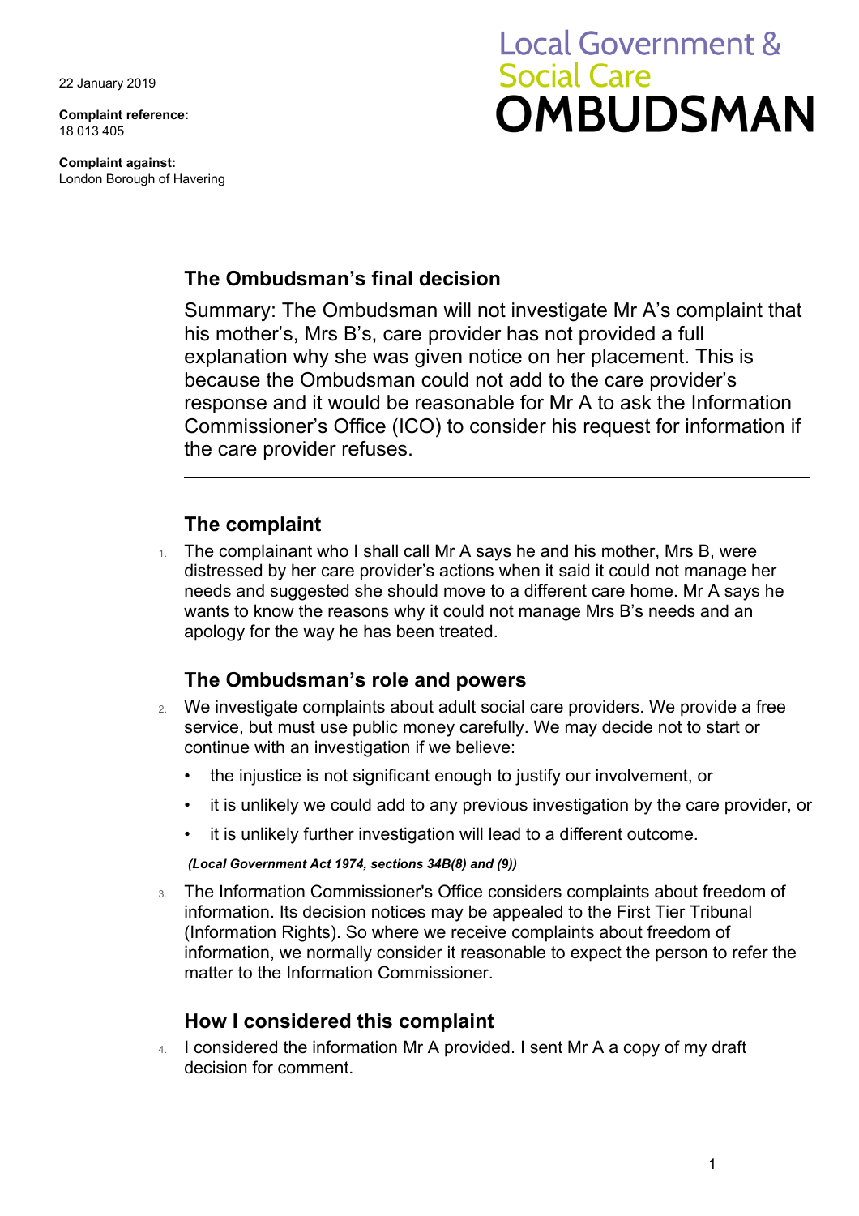22 January 2019

**Complaint reference:**
18 013 405

**Complaint against:**
London Borough of Havering

Local Government & Social Care **OMBUDSMAN**

## The Ombudsman's final decision

Summary: The Ombudsman will not investigate Mr A's complaint that his mother's, Mrs B's, care provider has not provided a full explanation why she was given notice on her placement. This is because the Ombudsman could not add to the care provider's response and it would be reasonable for Mr A to ask the Information Commissioner's Office (ICO) to consider his request for information if the care provider refuses.

## The complaint

1. The complainant who I shall call Mr A says he and his mother, Mrs B, were distressed by her care provider's actions when it said it could not manage her needs and suggested she should move to a different care home. Mr A says he wants to know the reasons why it could not manage Mrs B's needs and an apology for the way he has been treated.

## The Ombudsman's role and powers

2. We investigate complaints about adult social care providers. We provide a free service, but must use public money carefully. We may decide not to start or continue with an investigation if we believe:
   - the injustice is not significant enough to justify our involvement, or
   - it is unlikely we could add to any previous investigation by the care provider, or
   - it is unlikely further investigation will lead to a different outcome.

   ***(Local Government Act 1974, sections 34B(8) and (9))***

3. The Information Commissioner's Office considers complaints about freedom of information. Its decision notices may be appealed to the First Tier Tribunal (Information Rights). So where we receive complaints about freedom of information, we normally consider it reasonable to expect the person to refer the matter to the Information Commissioner.

## How I considered this complaint

4. I considered the information Mr A provided. I sent Mr A a copy of my draft decision for comment.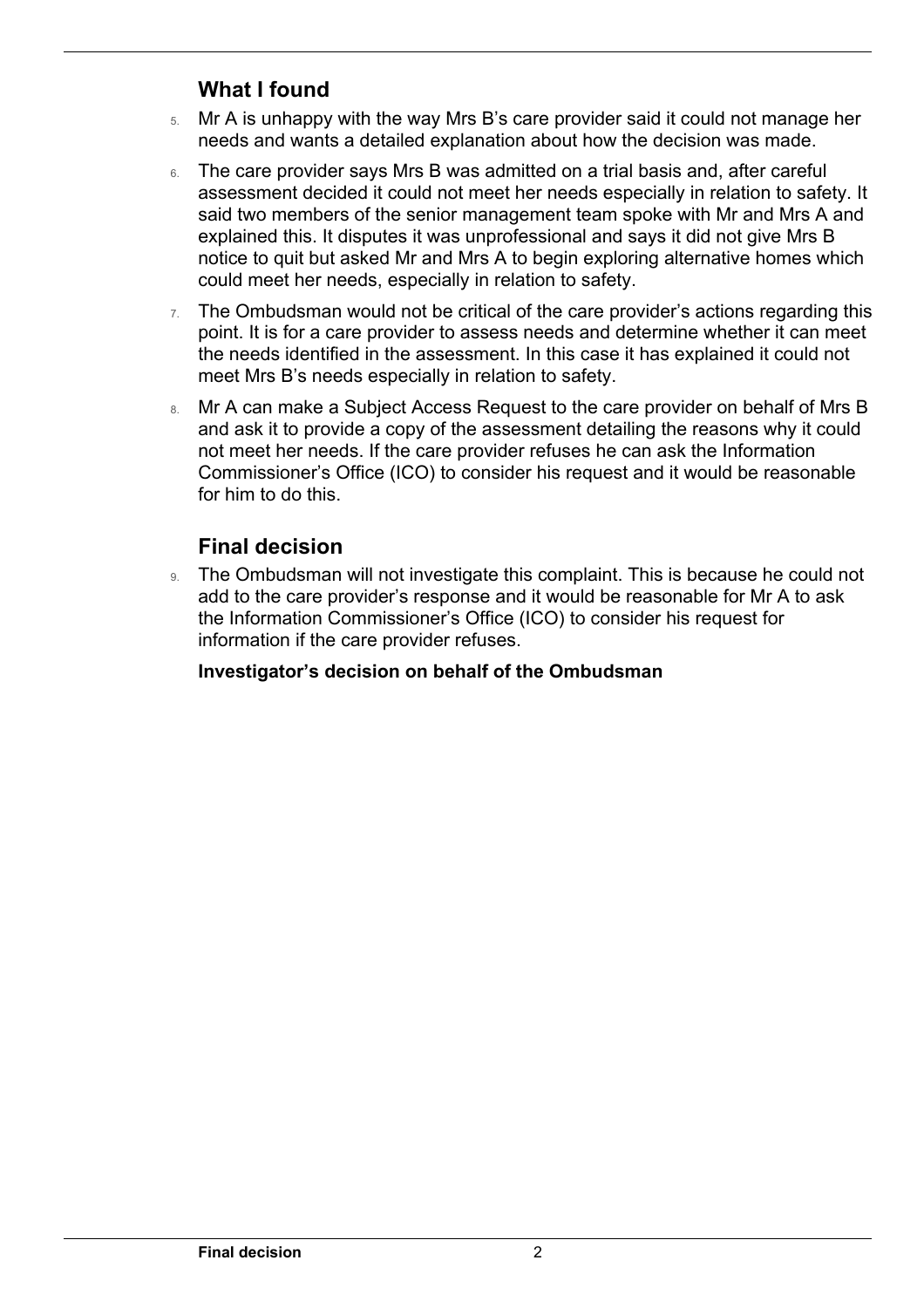## What I found

5. Mr A is unhappy with the way Mrs B's care provider said it could not manage her needs and wants a detailed explanation about how the decision was made.

6. The care provider says Mrs B was admitted on a trial basis and, after careful assessment decided it could not meet her needs especially in relation to safety. It said two members of the senior management team spoke with Mr and Mrs A and explained this. It disputes it was unprofessional and says it did not give Mrs B notice to quit but asked Mr and Mrs A to begin exploring alternative homes which could meet her needs, especially in relation to safety.

7. The Ombudsman would not be critical of the care provider's actions regarding this point. It is for a care provider to assess needs and determine whether it can meet the needs identified in the assessment. In this case it has explained it could not meet Mrs B's needs especially in relation to safety.

8. Mr A can make a Subject Access Request to the care provider on behalf of Mrs B and ask it to provide a copy of the assessment detailing the reasons why it could not meet her needs. If the care provider refuses he can ask the Information Commissioner's Office (ICO) to consider his request and it would be reasonable for him to do this.

## Final decision

9. The Ombudsman will not investigate this complaint. This is because he could not add to the care provider's response and it would be reasonable for Mr A to ask the Information Commissioner's Office (ICO) to consider his request for information if the care provider refuses.

**Investigator's decision on behalf of the Ombudsman**